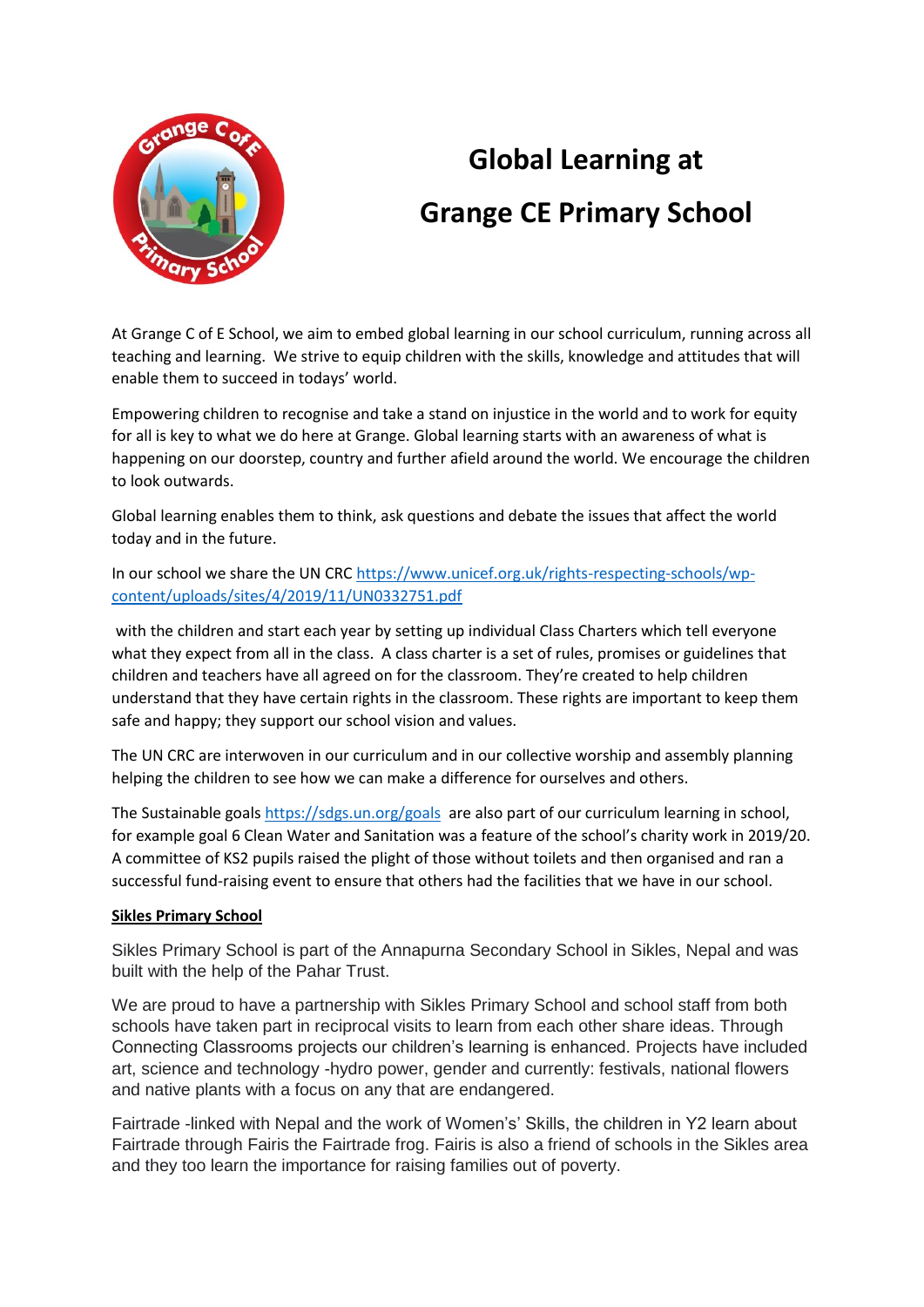# Global Learning at Grange CE Primary School

At Grange C of E School, we aim to embed global learning in our school curriculum, running across all teaching and learning. We strive to equip children with the skills, knowledge and attitudes that will enable them to succeed in todays' world.

Empowering children to recognise and take a stand on injustice in the world and to work for equity for all is key to what we do here at Grange. Global learning starts with an awareness of what is happening on our doorstep, country and further afield around the world. We encourage the children to look outwards.

Global learning enables them to think, ask questions and debate the issues that affect the world today and in the future.

In our school we share the UN CRC https://www.unicef.org.uk/rights-respecting-schools/wp-content/uploads/sites/4/2019/11/UN0332751.pdf

with the children and start each year by setting up individual Class Charters which tell everyone what they expect from all in the class. A class charter is a set of rules, promises or guidelines that children and teachers have all agreed on for the classroom. They're created to help children understand that they have certain rights in the classroom. These rights are important to keep them safe and happy; they support our school vision and values.

The UN CRC are interwoven in our curriculum and in our collective worship and assembly planning helping the children to see how we can make a difference for ourselves and others.

The Sustainable goals https://sdgs.un.org/goals are also part of our curriculum learning in school, for example goal 6 Clean Water and Sanitation was a feature of the school's charity work in 2019/20. A committee of KS2 pupils raised the plight of those without toilets and then organised and ran a successful fund-raising event to ensure that others had the facilities that we have in our school.

**Sikles Primary School**

Sikles Primary School is part of the Annapurna Secondary School in Sikles, Nepal and was built with the help of the Pahar Trust.

We are proud to have a partnership with Sikles Primary School and school staff from both schools have taken part in reciprocal visits to learn from each other share ideas. Through Connecting Classrooms projects our children's learning is enhanced. Projects have included art, science and technology -hydro power, gender and currently: festivals, national flowers and native plants with a focus on any that are endangered.

Fairtrade -linked with Nepal and the work of Women's' Skills, the children in Y2 learn about Fairtrade through Fairis the Fairtrade frog. Fairis is also a friend of schools in the Sikles area and they too learn the importance for raising families out of poverty.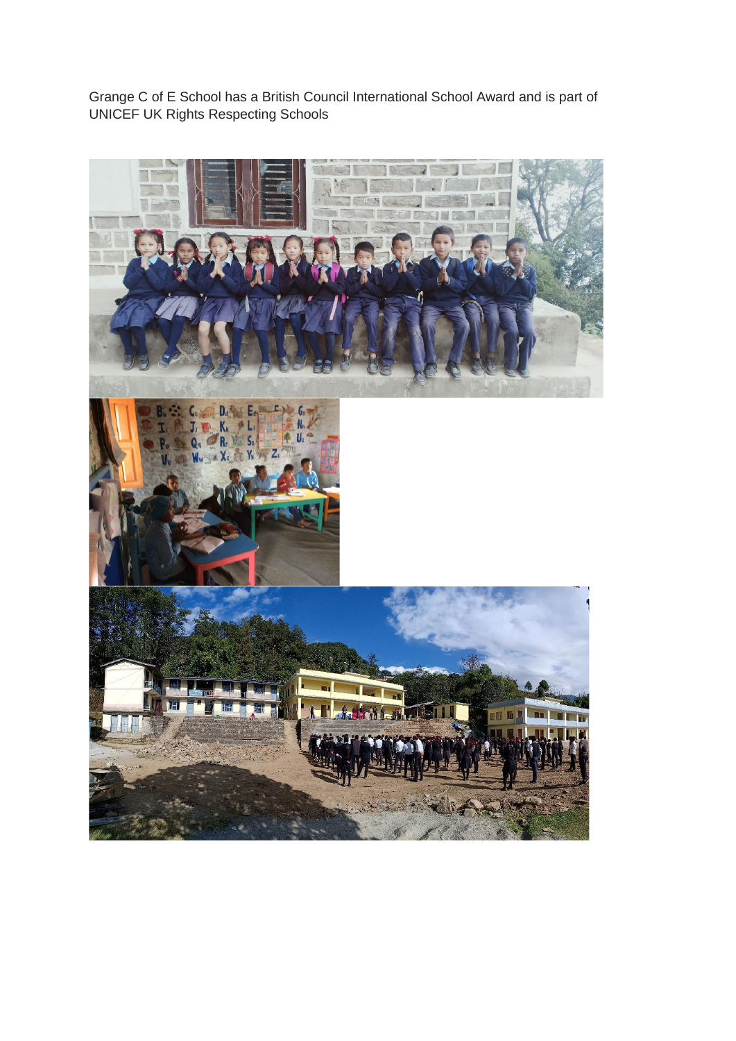Grange C of E School has a British Council International School Award and is part of UNICEF UK Rights Respecting Schools